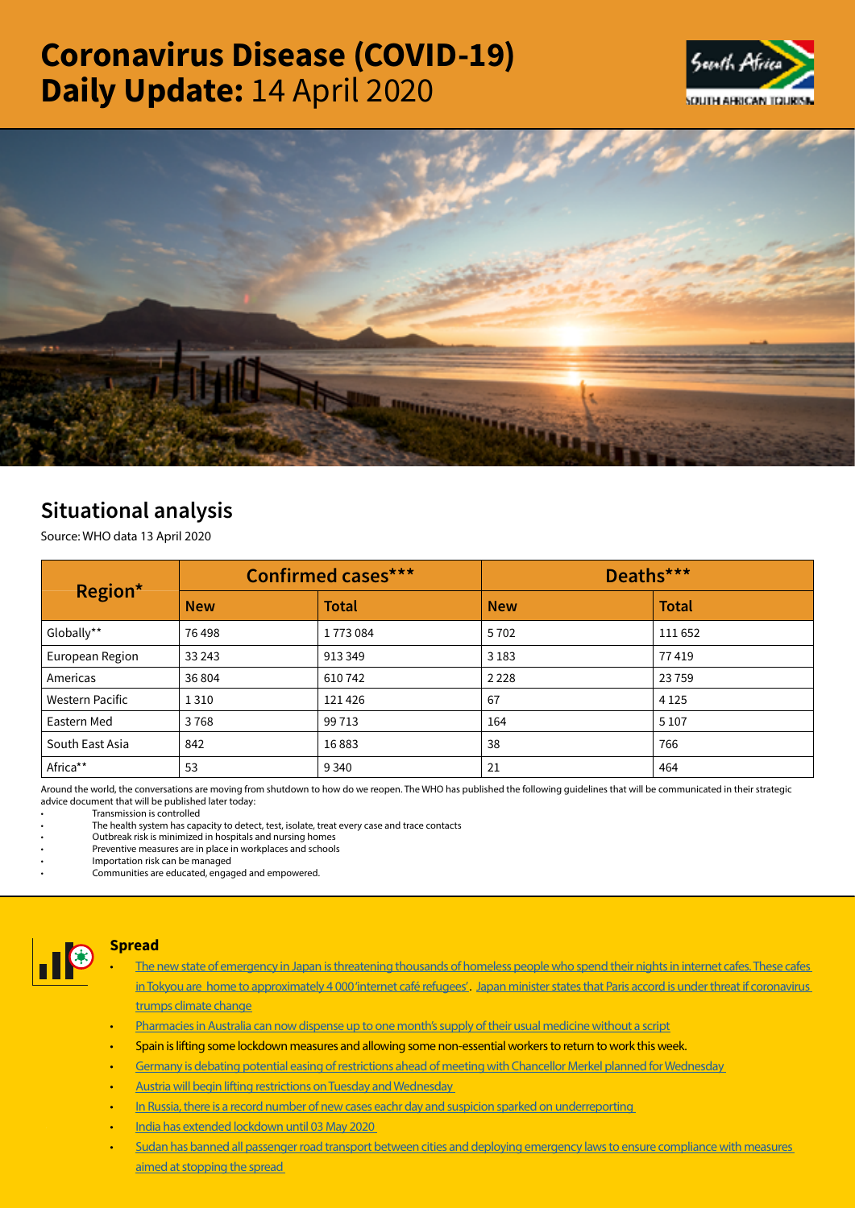# Coronavirus Disease (COVID-19) Daily Update: 14 April 2020

## Situational analysis

Source: WHO data 13 April 2020

| Region* | Confirmed cases*** | | Deaths*** | |
|---|---|---|---|---|
| | **New** | **Total** | **New** | **Total** |
| Globally** | 76 498 | 1 773 084 | 5 702 | 111 652 |
| European Region | 33 243 | 913 349 | 3 183 | 77 419 |
| Americas | 36 804 | 610 742 | 2 228 | 23 759 |
| Western Pacific | 1 310 | 121 426 | 67 | 4 125 |
| Eastern Med | 3 768 | 99 713 | 164 | 5 107 |
| South East Asia | 842 | 16 883 | 38 | 766 |
| Africa** | 53 | 9 340 | 21 | 464 |

Around the world, the conversations are moving from shutdown to how do we reopen. The WHO has published the following guidelines that will be communicated in their strategic advice document that will be published later today:

- Transmission is controlled
- The health system has capacity to detect, test, isolate, treat every case and trace contacts
- Outbreak risk is minimized in hospitals and nursing homes
- Preventive measures are in place in workplaces and schools
- Importation risk can be managed
- Communities are educated, engaged and empowered.

### Spread

- The new state of emergency in Japan is threatening thousands of homeless people who spend their nights in internet cafes. These cafes in Tokyou are home to approximately 4 000 'internet café refugees'. Japan minister states that Paris accord is under threat if coronavirus trumps climate change
- Pharmacies in Australia can now dispense up to one month's supply of their usual medicine without a script
- Spain is lifting some lockdown measures and allowing some non-essential workers to return to work this week.
- Germany is debating potential easing of restrictions ahead of meeting with Chancellor Merkel planned for Wednesday
- Austria will begin lifting restrictions on Tuesday and Wednesday
- In Russia, there is a record number of new cases eachr day and suspicion sparked on underreporting
- India has extended lockdown until 03 May 2020
- Sudan has banned all passenger road transport between cities and deploying emergency laws to ensure compliance with measures aimed at stopping the spread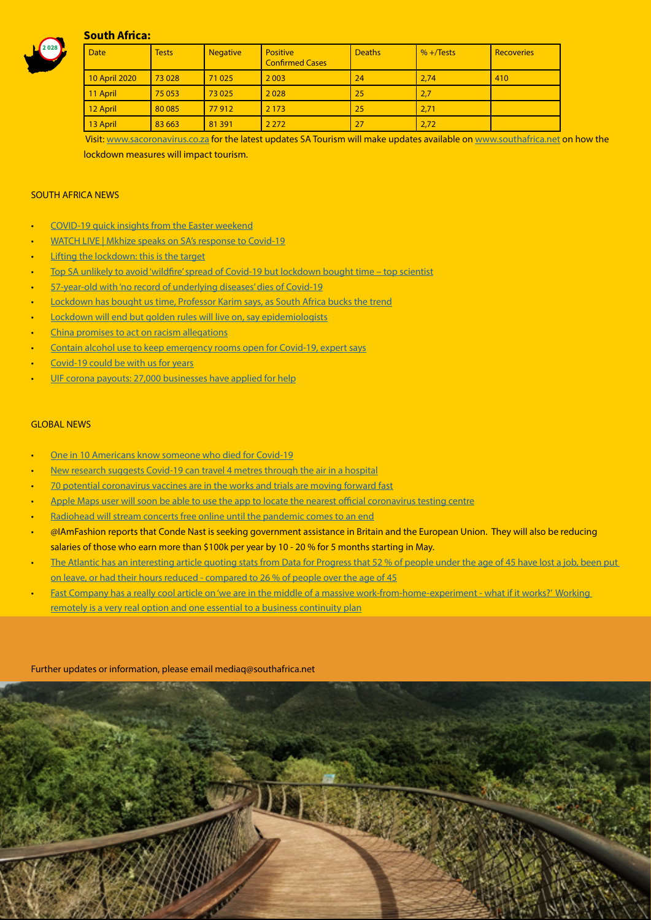## South Africa:

| Date | Tests | Negative | Positive Confirmed Cases | Deaths | % +/Tests | Recoveries |
|---|---|---|---|---|---|---|
| 10 April 2020 | 73 028 | 71 025 | 2 003 | 24 | 2,74 | 410 |
| 11 April | 75 053 | 73 025 | 2 028 | 25 | 2,7 | |
| 12 April | 80 085 | 77 912 | 2 173 | 25 | 2,71 | |
| 13 April | 83 663 | 81 391 | 2 272 | 27 | 2,72 | |

Visit: www.sacoronavirus.co.za for the latest updates SA Tourism will make updates available on www.southafrica.net on how the lockdown measures will impact tourism.

SOUTH AFRICA NEWS

- COVID-19 quick insights from the Easter weekend
- WATCH LIVE | Mkhize speaks on SA's response to Covid-19
- Lifting the lockdown: this is the target
- Top SA unlikely to avoid 'wildfire' spread of Covid-19 but lockdown bought time – top scientist
- 57-year-old with 'no record of underlying diseases' dies of Covid-19
- Lockdown has bought us time, Professor Karim says, as South Africa bucks the trend
- Lockdown will end but golden rules will live on, say epidemiologists
- China promises to act on racism allegations
- Contain alcohol use to keep emergency rooms open for Covid-19, expert says
- Covid-19 could be with us for years
- UIF corona payouts: 27,000 businesses have applied for help

GLOBAL NEWS

- One in 10 Americans know someone who died for Covid-19
- New research suggests Covid-19 can travel 4 metres through the air in a hospital
- 70 potential coronavirus vaccines are in the works and trials are moving forward fast
- Apple Maps user will soon be able to use the app to locate the nearest official coronavirus testing centre
- Radiohead will stream concerts free online until the pandemic comes to an end
- @IAmFashion reports that Conde Nast is seeking government assistance in Britain and the European Union. They will also be reducing salaries of those who earn more than $100k per year by 10 - 20 % for 5 months starting in May.
- The Atlantic has an interesting article quoting stats from Data for Progress that 52 % of people under the age of 45 have lost a job, been put on leave, or had their hours reduced - compared to 26 % of people over the age of 45
- Fast Company has a really cool article on 'we are in the middle of a massive work-from-home-experiment - what if it works?' Working remotely is a very real option and one essential to a business continuity plan

Further updates or information, please email mediaq@southafrica.net